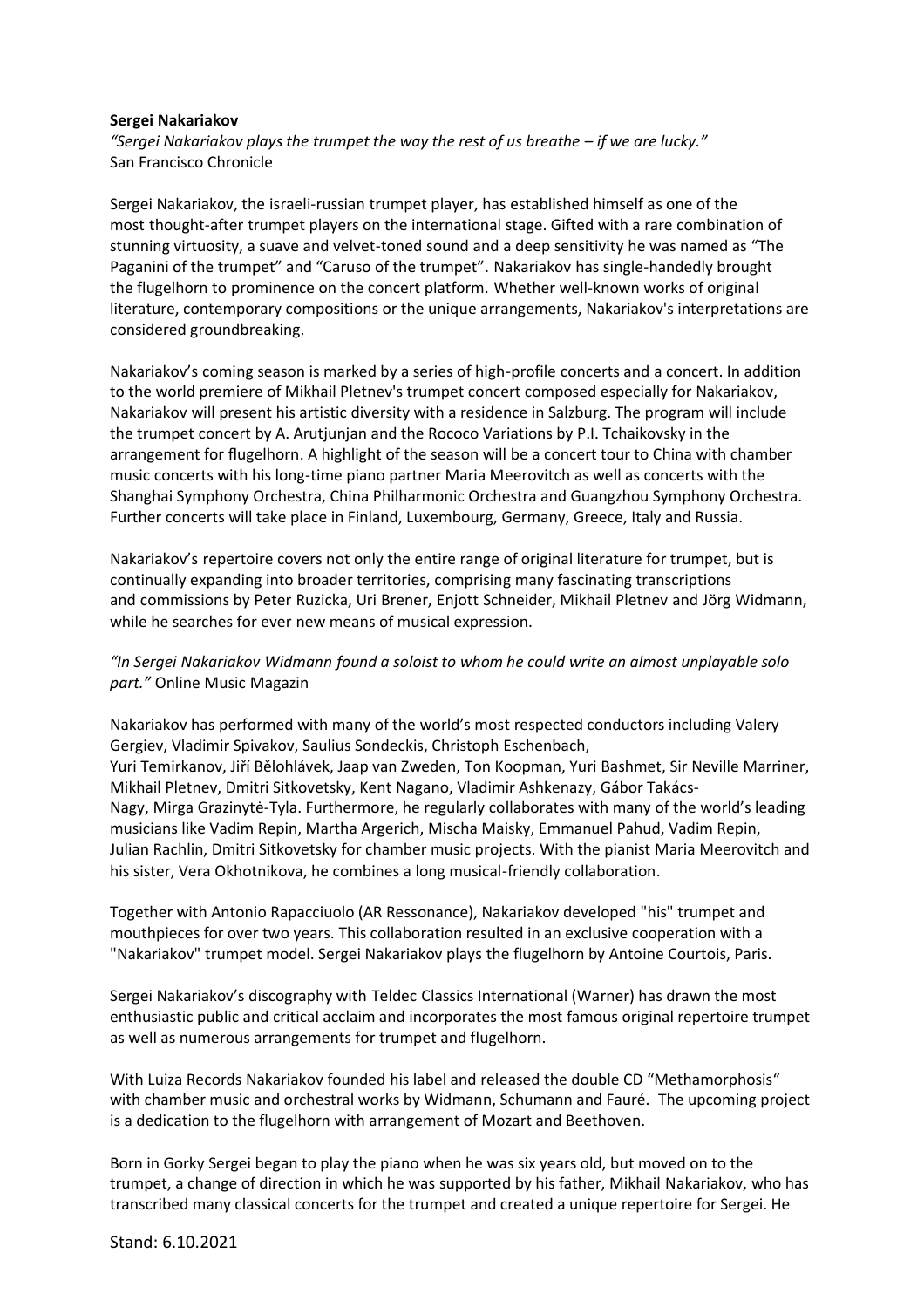**Sergei Nakariakov**

*"Sergei Nakariakov plays the trumpet the way the rest of us breathe – if we are lucky."*
San Francisco Chronicle

Sergei Nakariakov, the israeli-russian trumpet player, has established himself as one of the most thought-after trumpet players on the international stage. Gifted with a rare combination of stunning virtuosity, a suave and velvet-toned sound and a deep sensitivity he was named as "The Paganini of the trumpet" and "Caruso of the trumpet". Nakariakov has single-handedly brought the flugelhorn to prominence on the concert platform. Whether well-known works of original literature, contemporary compositions or the unique arrangements, Nakariakov's interpretations are considered groundbreaking.

Nakariakov's coming season is marked by a series of high-profile concerts and a concert. In addition to the world premiere of Mikhail Pletnev's trumpet concert composed especially for Nakariakov, Nakariakov will present his artistic diversity with a residence in Salzburg. The program will include the trumpet concert by A. Arutjunjan and the Rococo Variations by P.I. Tchaikovsky in the arrangement for flugelhorn. A highlight of the season will be a concert tour to China with chamber music concerts with his long-time piano partner Maria Meerovitch as well as concerts with the Shanghai Symphony Orchestra, China Philharmonic Orchestra and Guangzhou Symphony Orchestra. Further concerts will take place in Finland, Luxembourg, Germany, Greece, Italy and Russia.

Nakariakov's repertoire covers not only the entire range of original literature for trumpet, but is continually expanding into broader territories, comprising many fascinating transcriptions and commissions by Peter Ruzicka, Uri Brener, Enjott Schneider, Mikhail Pletnev and Jörg Widmann, while he searches for ever new means of musical expression.

*"In Sergei Nakariakov Widmann found a soloist to whom he could write an almost unplayable solo part."* Online Music Magazin

Nakariakov has performed with many of the world's most respected conductors including Valery Gergiev, Vladimir Spivakov, Saulius Sondeckis, Christoph Eschenbach, Yuri Temirkanov, Jiří Bělohlávek, Jaap van Zweden, Ton Koopman, Yuri Bashmet, Sir Neville Marriner, Mikhail Pletnev, Dmitri Sitkovetsky, Kent Nagano, Vladimir Ashkenazy, Gábor Takács-Nagy, Mirga Grazinytė-Tyla. Furthermore, he regularly collaborates with many of the world's leading musicians like Vadim Repin, Martha Argerich, Mischa Maisky, Emmanuel Pahud, Vadim Repin, Julian Rachlin, Dmitri Sitkovetsky for chamber music projects. With the pianist Maria Meerovitch and his sister, Vera Okhotnikova, he combines a long musical-friendly collaboration.

Together with Antonio Rapacciuolo (AR Ressonance), Nakariakov developed "his" trumpet and mouthpieces for over two years. This collaboration resulted in an exclusive cooperation with a "Nakariakov" trumpet model. Sergei Nakariakov plays the flugelhorn by Antoine Courtois, Paris.

Sergei Nakariakov's discography with Teldec Classics International (Warner) has drawn the most enthusiastic public and critical acclaim and incorporates the most famous original repertoire trumpet as well as numerous arrangements for trumpet and flugelhorn.

With Luiza Records Nakariakov founded his label and released the double CD "Methamorphosis" with chamber music and orchestral works by Widmann, Schumann and Fauré. The upcoming project is a dedication to the flugelhorn with arrangement of Mozart and Beethoven.

Born in Gorky Sergei began to play the piano when he was six years old, but moved on to the trumpet, a change of direction in which he was supported by his father, Mikhail Nakariakov, who has transcribed many classical concerts for the trumpet and created a unique repertoire for Sergei. He

Stand: 6.10.2021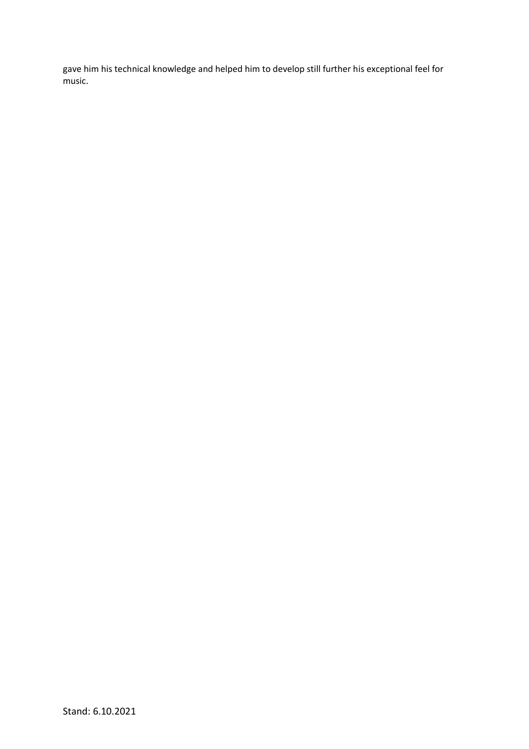gave him his technical knowledge and helped him to develop still further his exceptional feel for music.

Stand: 6.10.2021